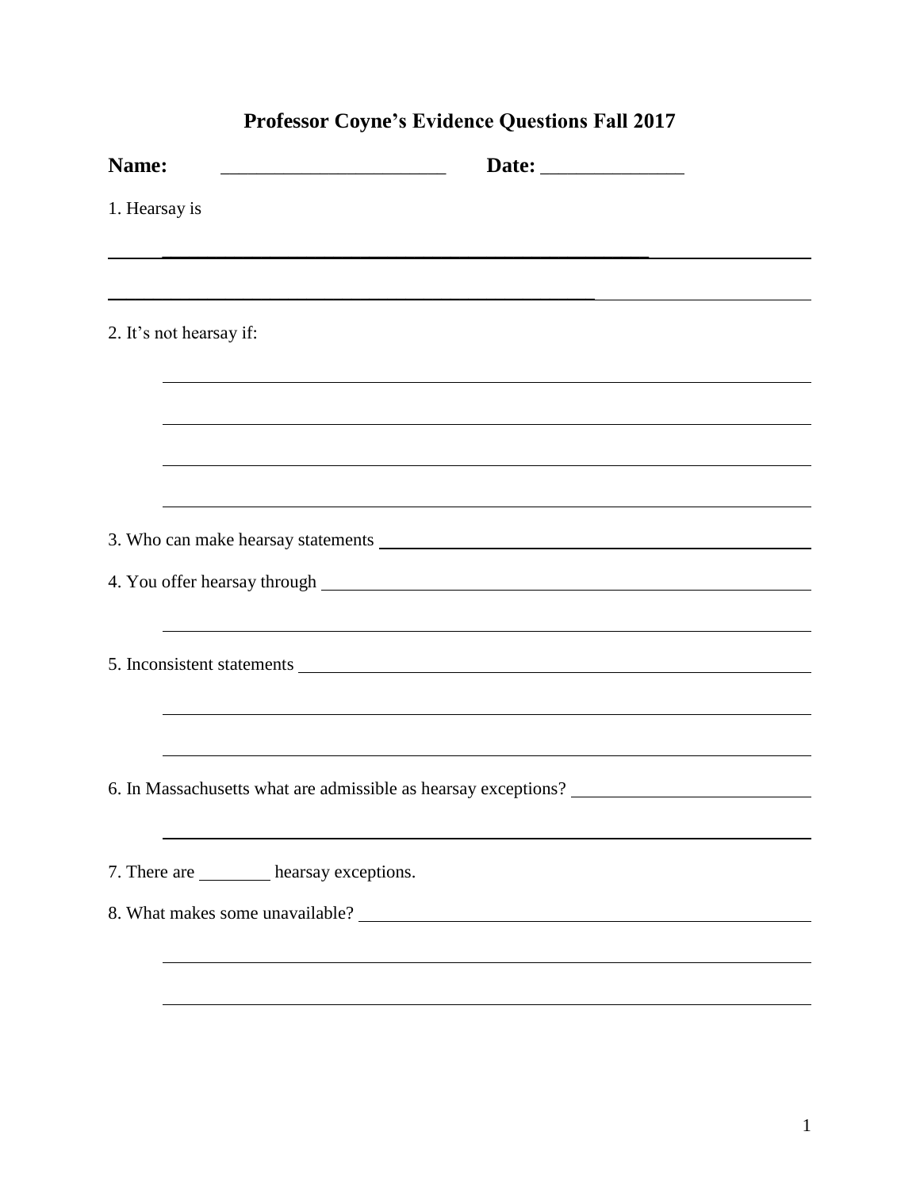# Professor Coyne's Evidence Questions Fall 2017

**Name:** ______________________ **Date:** ______________

1. Hearsay is

______________________________________________________________________

______________________________________________________________________

2. It's not hearsay if:

______________________________________________________________________

______________________________________________________________________

______________________________________________________________________

______________________________________________________________________

3. Who can make hearsay statements ____________________________________

4. You offer hearsay through ____________________________________________

______________________________________________________________________

5. Inconsistent statements _______________________________________________

______________________________________________________________________

______________________________________________________________________

6. In Massachusetts what are admissible as hearsay exceptions? ____________________

______________________________________________________________________

7. There are ________ hearsay exceptions.

8. What makes some unavailable? __________________________________________

______________________________________________________________________

______________________________________________________________________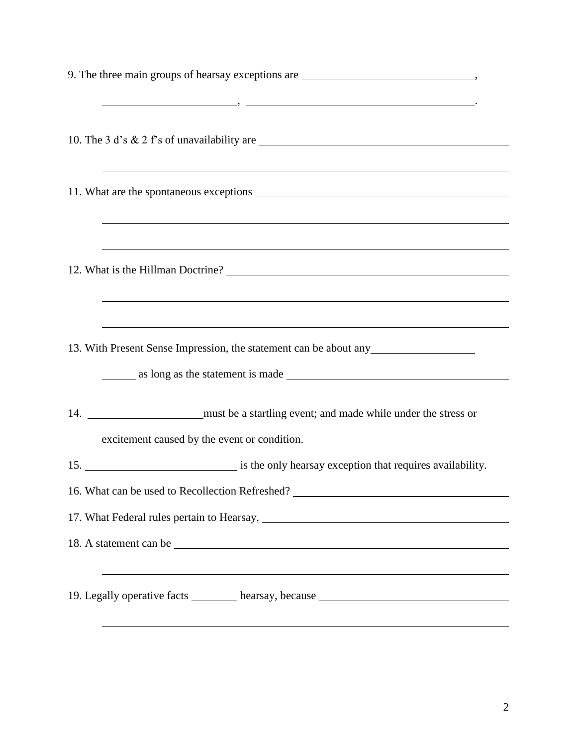9. The three main groups of hearsay exceptions are ______________________________,

______________________, ______________________________________.

10. The 3 d's & 2 f's of unavailability are ________________________________________

________________________________________________________________

11. What are the spontaneous exceptions ___________________________________________

________________________________________________________________

________________________________________________________________

12. What is the Hillman Doctrine? _______________________________________________

________________________________________________________________

________________________________________________________________

13. With Present Sense Impression, the statement can be about any __________________

______ as long as the statement is made ____________________________________

14. ____________________ must be a startling event; and made while under the stress or excitement caused by the event or condition.

15. __________________________ is the only hearsay exception that requires availability.

16. What can be used to Recollection Refreshed? _____________________________________

17. What Federal rules pertain to Hearsay, __________________________________________

18. A statement can be ________________________________________________________

________________________________________________________________

19. Legally operative facts ________ hearsay, because ______________________________

________________________________________________________________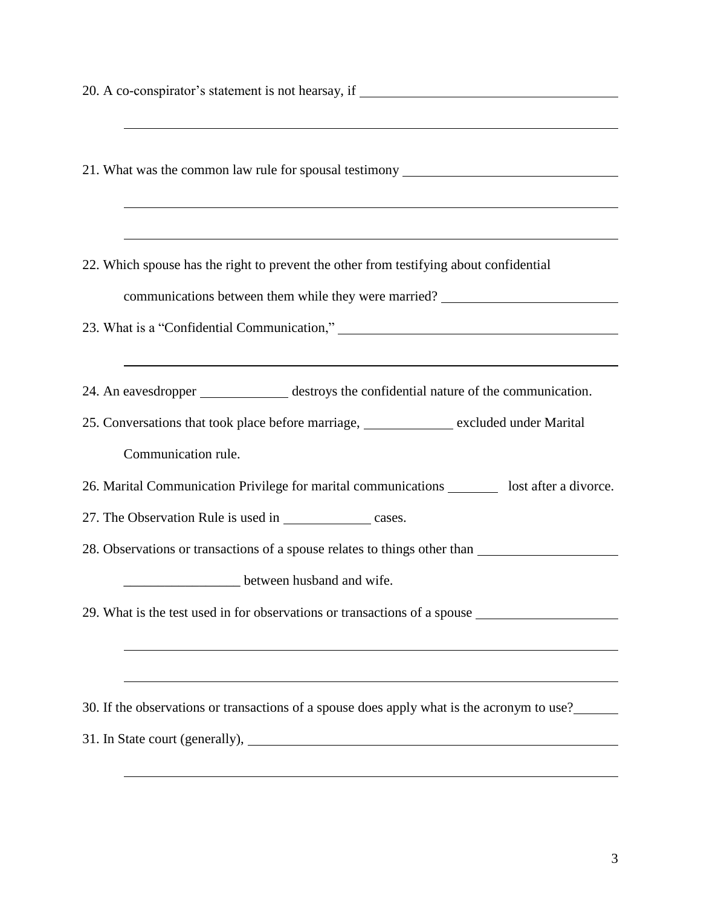20. A co-conspirator's statement is not hearsay, if ______________________________________

______________________________________________________________________

21. What was the common law rule for spousal testimony ______________________________

______________________________________________________________________

______________________________________________________________________

22. Which spouse has the right to prevent the other from testifying about confidential communications between them while they were married? ________________________

23. What is a "Confidential Communication," ________________________________________

______________________________________________________________________

24. An eavesdropper ____________ destroys the confidential nature of the communication.

25. Conversations that took place before marriage, ____________ excluded under Marital Communication rule.

26. Marital Communication Privilege for marital communications ________ lost after a divorce.

27. The Observation Rule is used in ____________ cases.

28. Observations or transactions of a spouse relates to things other than ____________________ _________________ between husband and wife.

29. What is the test used in for observations or transactions of a spouse ____________________

______________________________________________________________________

______________________________________________________________________

30. If the observations or transactions of a spouse does apply what is the acronym to use? _______

31. In State court (generally), ____________________________________________________

______________________________________________________________________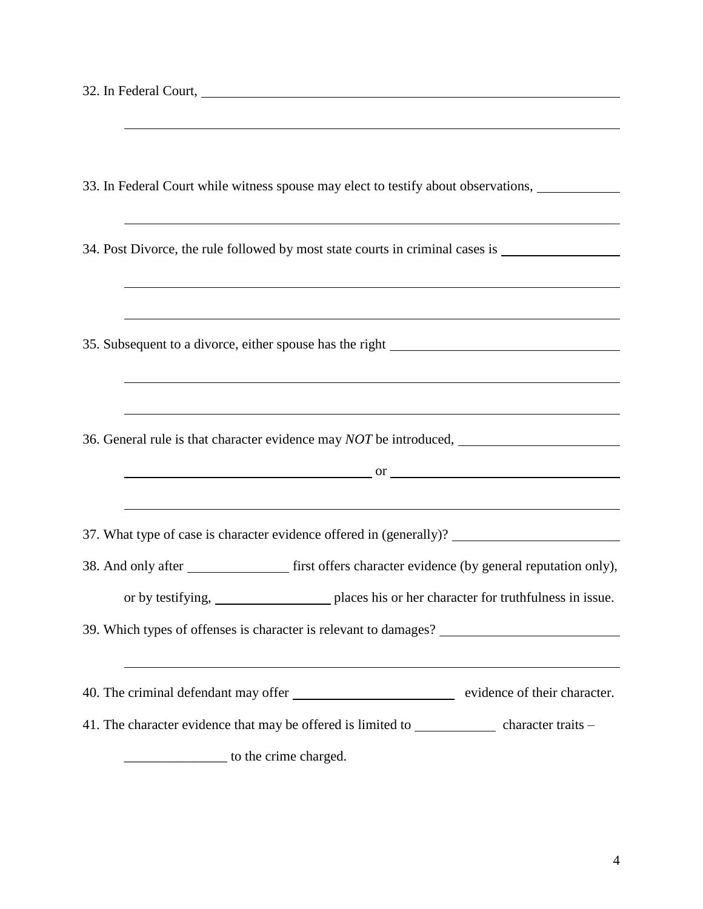32. In Federal Court, \_\_\_\_\_\_\_\_\_\_\_\_\_\_\_\_\_\_\_\_\_\_\_\_\_\_\_\_\_\_\_\_\_\_\_\_\_\_\_\_\_\_\_\_\_\_\_\_\_\_

\_\_\_\_\_\_\_\_\_\_\_\_\_\_\_\_\_\_\_\_\_\_\_\_\_\_\_\_\_\_\_\_\_\_\_\_\_\_\_\_\_\_\_\_\_\_\_\_\_\_\_\_\_\_\_\_\_\_\_\_

33. In Federal Court while witness spouse may elect to testify about observations, \_\_\_\_\_\_\_\_\_\_

\_\_\_\_\_\_\_\_\_\_\_\_\_\_\_\_\_\_\_\_\_\_\_\_\_\_\_\_\_\_\_\_\_\_\_\_\_\_\_\_\_\_\_\_\_\_\_\_\_\_\_\_\_\_\_\_\_\_\_\_

34. Post Divorce, the rule followed by most state courts in criminal cases is \_\_\_\_\_\_\_\_\_\_\_\_\_\_\_

\_\_\_\_\_\_\_\_\_\_\_\_\_\_\_\_\_\_\_\_\_\_\_\_\_\_\_\_\_\_\_\_\_\_\_\_\_\_\_\_\_\_\_\_\_\_\_\_\_\_\_\_\_\_\_\_\_\_\_\_

\_\_\_\_\_\_\_\_\_\_\_\_\_\_\_\_\_\_\_\_\_\_\_\_\_\_\_\_\_\_\_\_\_\_\_\_\_\_\_\_\_\_\_\_\_\_\_\_\_\_\_\_\_\_\_\_\_\_\_\_

35. Subsequent to a divorce, either spouse has the right \_\_\_\_\_\_\_\_\_\_\_\_\_\_\_\_\_\_\_\_\_\_\_\_\_\_\_\_

\_\_\_\_\_\_\_\_\_\_\_\_\_\_\_\_\_\_\_\_\_\_\_\_\_\_\_\_\_\_\_\_\_\_\_\_\_\_\_\_\_\_\_\_\_\_\_\_\_\_\_\_\_\_\_\_\_\_\_\_

\_\_\_\_\_\_\_\_\_\_\_\_\_\_\_\_\_\_\_\_\_\_\_\_\_\_\_\_\_\_\_\_\_\_\_\_\_\_\_\_\_\_\_\_\_\_\_\_\_\_\_\_\_\_\_\_\_\_\_\_

36. General rule is that character evidence may *NOT* be introduced, \_\_\_\_\_\_\_\_\_\_\_\_\_\_\_\_\_\_\_\_

\_\_\_\_\_\_\_\_\_\_\_\_\_\_\_\_\_\_\_\_\_\_\_\_\_\_\_\_\_\_ or \_\_\_\_\_\_\_\_\_\_\_\_\_\_\_\_\_\_\_\_\_\_\_\_\_\_\_\_\_\_

\_\_\_\_\_\_\_\_\_\_\_\_\_\_\_\_\_\_\_\_\_\_\_\_\_\_\_\_\_\_\_\_\_\_\_\_\_\_\_\_\_\_\_\_\_\_\_\_\_\_\_\_\_\_\_\_\_\_\_\_

37. What type of case is character evidence offered in (generally)? \_\_\_\_\_\_\_\_\_\_\_\_\_\_\_\_\_\_\_\_

38. And only after \_\_\_\_\_\_\_\_\_\_\_\_ first offers character evidence (by general reputation only), or by testifying, \_\_\_\_\_\_\_\_\_\_\_\_\_\_ places his or her character for truthfulness in issue.

39. Which types of offenses is character is relevant to damages? \_\_\_\_\_\_\_\_\_\_\_\_\_\_\_\_\_\_\_\_\_\_

\_\_\_\_\_\_\_\_\_\_\_\_\_\_\_\_\_\_\_\_\_\_\_\_\_\_\_\_\_\_\_\_\_\_\_\_\_\_\_\_\_\_\_\_\_\_\_\_\_\_\_\_\_\_\_\_\_\_\_\_

40. The criminal defendant may offer \_\_\_\_\_\_\_\_\_\_\_\_\_\_\_\_\_\_\_\_ evidence of their character.

41. The character evidence that may be offered is limited to \_\_\_\_\_\_\_\_\_\_ character traits – \_\_\_\_\_\_\_\_\_\_\_\_\_\_\_ to the crime charged.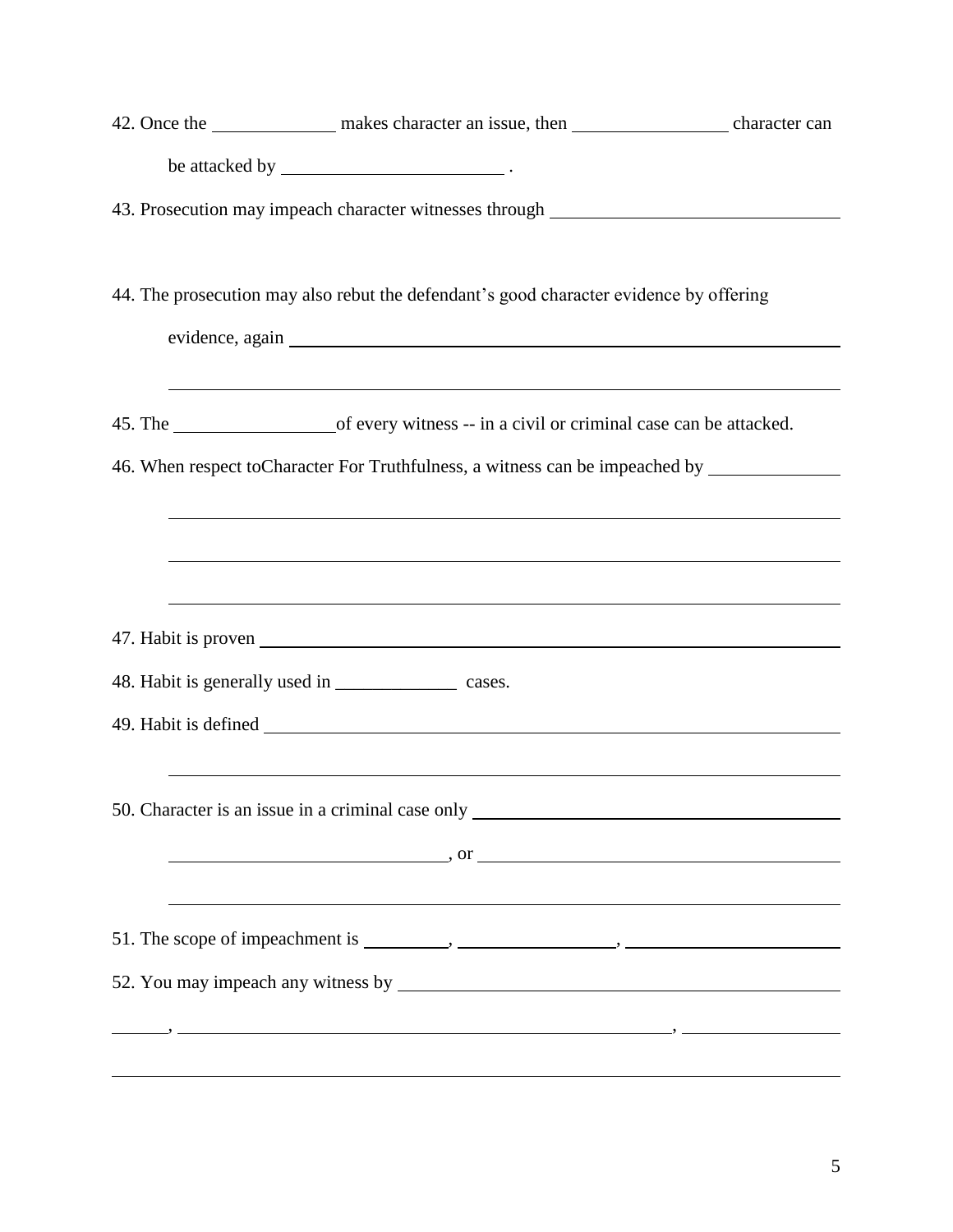42. Once the \_\_\_\_\_\_\_\_\_\_\_\_\_ makes character an issue, then \_\_\_\_\_\_\_\_\_\_\_\_\_\_\_\_ character can be attacked by \_\_\_\_\_\_\_\_\_\_\_\_\_\_\_\_\_\_\_\_\_\_\_ .

43. Prosecution may impeach character witnesses through \_\_\_\_\_\_\_\_\_\_\_\_\_\_\_\_\_\_\_\_\_\_\_\_\_\_\_\_\_\_

44. The prosecution may also rebut the defendant's good character evidence by offering evidence, again \_\_\_\_\_\_\_\_\_\_\_\_\_\_\_\_\_\_\_\_\_\_\_\_\_\_\_\_\_\_\_\_\_\_\_\_\_\_\_\_\_\_\_\_\_\_\_\_\_\_\_\_\_\_\_\_\_\_\_\_

\_\_\_\_\_\_\_\_\_\_\_\_\_\_\_\_\_\_\_\_\_\_\_\_\_\_\_\_\_\_\_\_\_\_\_\_\_\_\_\_\_\_\_\_\_\_\_\_\_\_\_\_\_\_\_\_\_\_\_\_\_\_\_\_\_\_\_\_\_\_

45. The \_\_\_\_\_\_\_\_\_\_\_\_\_\_\_\_\_of every witness -- in a civil or criminal case can be attacked.

46. When respect toCharacter For Truthfulness, a witness can be impeached by \_\_\_\_\_\_\_\_\_\_\_\_\_\_

\_\_\_\_\_\_\_\_\_\_\_\_\_\_\_\_\_\_\_\_\_\_\_\_\_\_\_\_\_\_\_\_\_\_\_\_\_\_\_\_\_\_\_\_\_\_\_\_\_\_\_\_\_\_\_\_\_\_\_\_\_\_\_\_\_\_\_\_\_\_

\_\_\_\_\_\_\_\_\_\_\_\_\_\_\_\_\_\_\_\_\_\_\_\_\_\_\_\_\_\_\_\_\_\_\_\_\_\_\_\_\_\_\_\_\_\_\_\_\_\_\_\_\_\_\_\_\_\_\_\_\_\_\_\_\_\_\_\_\_\_

\_\_\_\_\_\_\_\_\_\_\_\_\_\_\_\_\_\_\_\_\_\_\_\_\_\_\_\_\_\_\_\_\_\_\_\_\_\_\_\_\_\_\_\_\_\_\_\_\_\_\_\_\_\_\_\_\_\_\_\_\_\_\_\_\_\_\_\_\_\_

47. Habit is proven \_\_\_\_\_\_\_\_\_\_\_\_\_\_\_\_\_\_\_\_\_\_\_\_\_\_\_\_\_\_\_\_\_\_\_\_\_\_\_\_\_\_\_\_\_\_\_\_\_\_\_\_\_\_\_\_\_\_\_\_

48. Habit is generally used in \_\_\_\_\_\_\_\_\_\_\_\_\_ cases.

49. Habit is defined \_\_\_\_\_\_\_\_\_\_\_\_\_\_\_\_\_\_\_\_\_\_\_\_\_\_\_\_\_\_\_\_\_\_\_\_\_\_\_\_\_\_\_\_\_\_\_\_\_\_\_\_\_\_\_\_\_\_\_

\_\_\_\_\_\_\_\_\_\_\_\_\_\_\_\_\_\_\_\_\_\_\_\_\_\_\_\_\_\_\_\_\_\_\_\_\_\_\_\_\_\_\_\_\_\_\_\_\_\_\_\_\_\_\_\_\_\_\_\_\_\_\_\_\_\_\_\_\_\_

50. Character is an issue in a criminal case only \_\_\_\_\_\_\_\_\_\_\_\_\_\_\_\_\_\_\_\_\_\_\_\_\_\_\_\_\_\_\_\_\_\_\_\_\_\_\_\_

\_\_\_\_\_\_\_\_\_\_\_\_\_\_\_\_\_\_\_\_\_\_\_\_\_\_\_\_\_\_, or \_\_\_\_\_\_\_\_\_\_\_\_\_\_\_\_\_\_\_\_\_\_\_\_\_\_\_\_\_\_\_\_\_\_\_\_\_\_

\_\_\_\_\_\_\_\_\_\_\_\_\_\_\_\_\_\_\_\_\_\_\_\_\_\_\_\_\_\_\_\_\_\_\_\_\_\_\_\_\_\_\_\_\_\_\_\_\_\_\_\_\_\_\_\_\_\_\_\_\_\_\_\_\_\_\_\_\_\_

51. The scope of impeachment is \_\_\_\_\_\_\_\_\_, \_\_\_\_\_\_\_\_\_\_\_\_\_\_\_\_\_, \_\_\_\_\_\_\_\_\_\_\_\_\_\_\_\_\_\_\_\_\_\_\_

52. You may impeach any witness by \_\_\_\_\_\_\_\_\_\_\_\_\_\_\_\_\_\_\_\_\_\_\_\_\_\_\_\_\_\_\_\_\_\_\_\_\_\_\_\_\_\_\_\_\_\_\_\_

\_\_\_\_\_\_, \_\_\_\_\_\_\_\_\_\_\_\_\_\_\_\_\_\_\_\_\_\_\_\_\_\_\_\_\_\_\_\_\_\_\_\_\_\_\_\_\_\_\_\_\_\_\_\_\_\_\_\_\_\_\_, \_\_\_\_\_\_\_\_\_\_\_\_\_\_\_\_\_

\_\_\_\_\_\_\_\_\_\_\_\_\_\_\_\_\_\_\_\_\_\_\_\_\_\_\_\_\_\_\_\_\_\_\_\_\_\_\_\_\_\_\_\_\_\_\_\_\_\_\_\_\_\_\_\_\_\_\_\_\_\_\_\_\_\_\_\_\_\_\_\_\_\_\_\_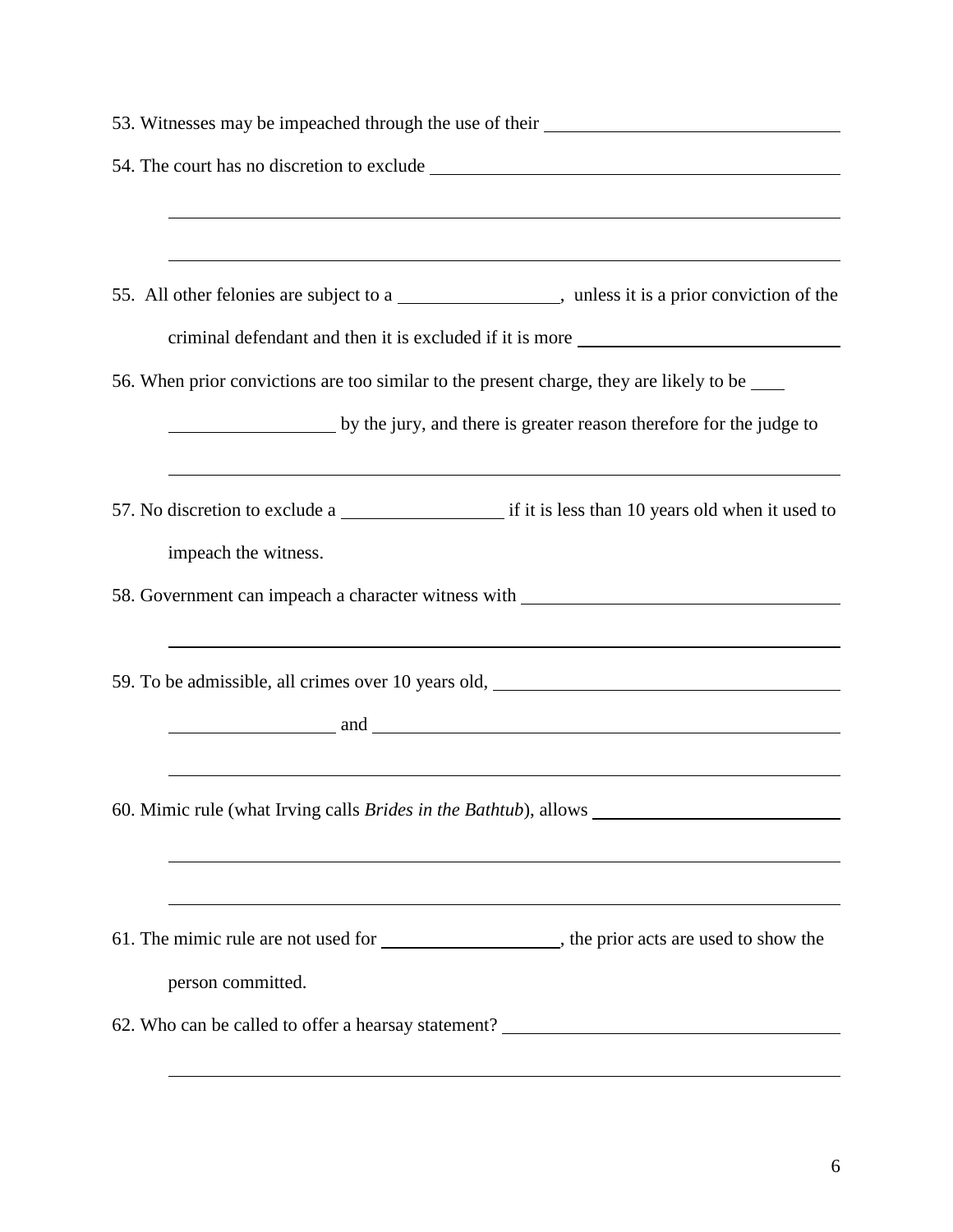53. Witnesses may be impeached through the use of their ______________________________

54. The court has no discretion to exclude ______________________________________________

______________________________________________________________________

______________________________________________________________________

55. All other felonies are subject to a ________________, unless it is a prior conviction of the criminal defendant and then it is excluded if it is more ___________________________

56. When prior convictions are too similar to the present charge, they are likely to be ____ ________________ by the jury, and there is greater reason therefore for the judge to

______________________________________________________________________

57. No discretion to exclude a ________________ if it is less than 10 years old when it used to impeach the witness.

58. Government can impeach a character witness with ______________________________

______________________________________________________________________

59. To be admissible, all crimes over 10 years old, ___________________________________

________________ and _______________________________________________

______________________________________________________________________

60. Mimic rule (what Irving calls *Brides in the Bathtub*), allows __________________________

______________________________________________________________________

______________________________________________________________________

61. The mimic rule are not used for __________________, the prior acts are used to show the person committed.

62. Who can be called to offer a hearsay statement? _________________________________

______________________________________________________________________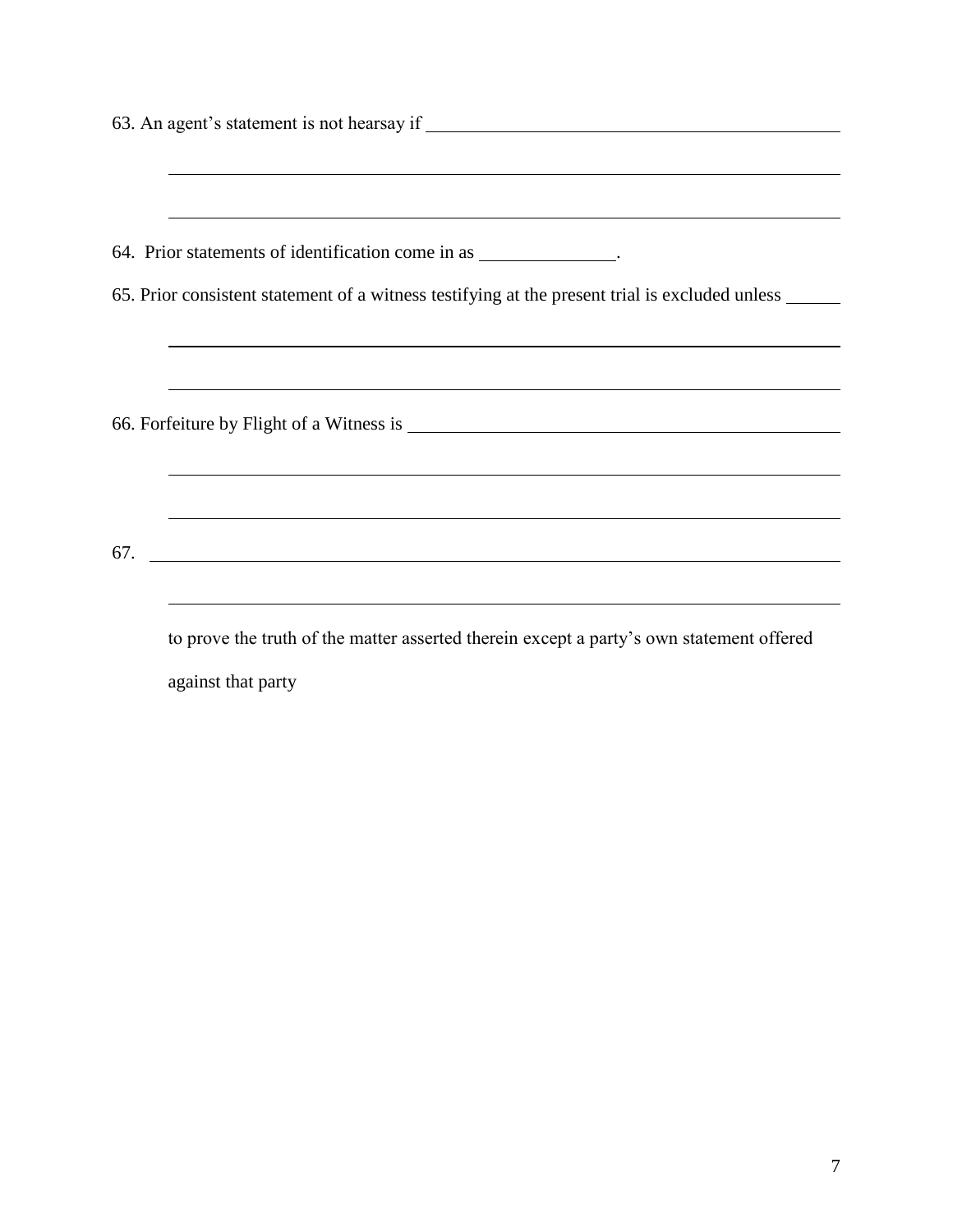63. An agent's statement is not hearsay if ______________________________________________

______________________________________________________________________

______________________________________________________________________

64. Prior statements of identification come in as _______________.

65. Prior consistent statement of a witness testifying at the present trial is excluded unless ______

______________________________________________________________________

______________________________________________________________________

66. Forfeiture by Flight of a Witness is ______________________________________________

______________________________________________________________________

______________________________________________________________________

67. ______________________________________________________________________

______________________________________________________________________

to prove the truth of the matter asserted therein except a party's own statement offered against that party